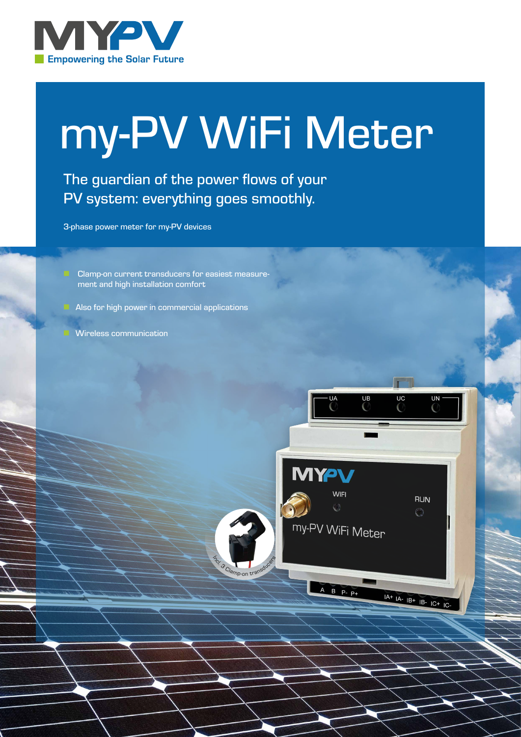# my-PV WiFi Meter

## The guardian of the power flows of your PV system: everything goes smoothly.

3-phase power meter for my-PV devices

- Clamp-on current transducers for easiest measurement and high installation comfort
- Also for high power in commercial applications
- Wireless communication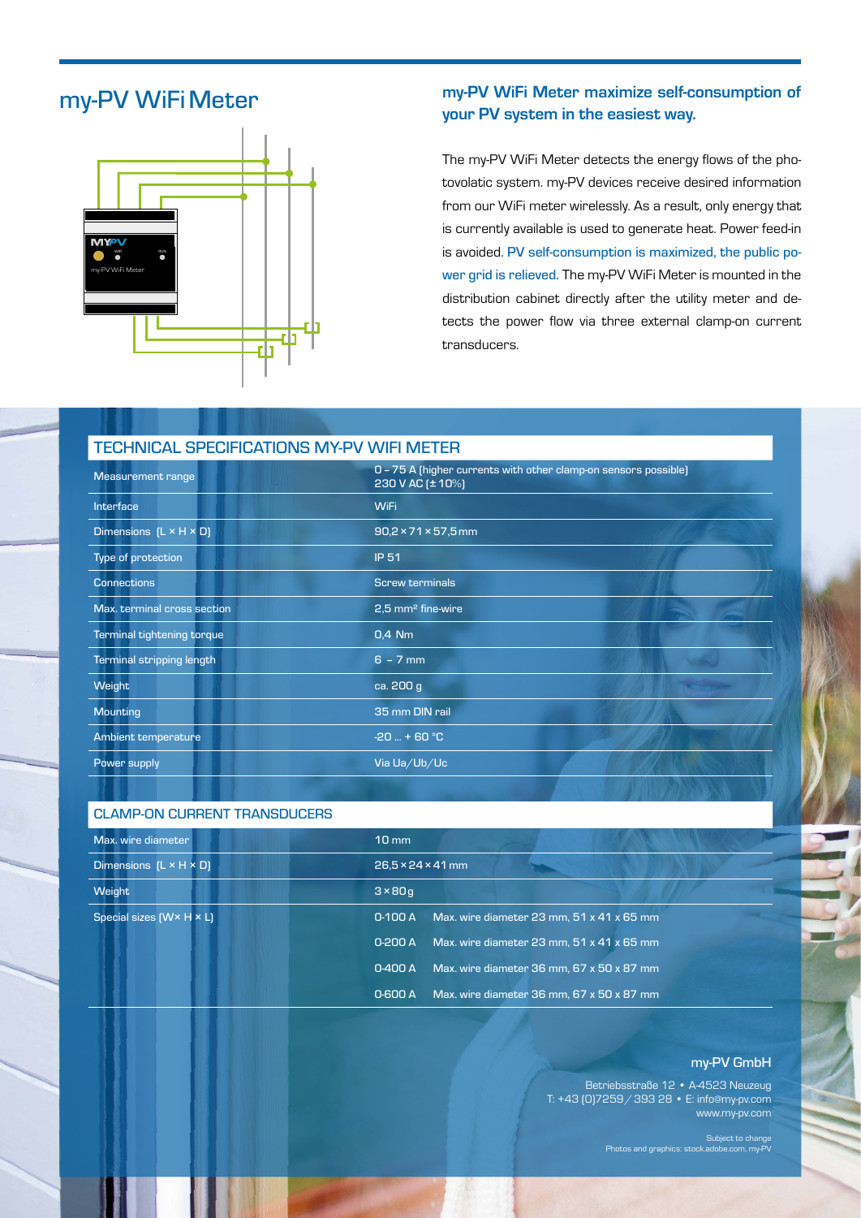# my-PV WiFi Meter

## my-PV WiFi Meter maximize self-consumption of your PV system in the easiest way.

The my-PV WiFi Meter detects the energy flows of the photovolatic system. my-PV devices receive desired information from our WiFi meter wirelessly. As a result, only energy that is currently available is used to generate heat. Power feed-in is avoided. PV self-consumption is maximized, the public power grid is relieved. The my-PV WiFi Meter is mounted in the distribution cabinet directly after the utility meter and detects the power flow via three external clamp-on current transducers.

## TECHNICAL SPECIFICATIONS MY-PV WIFI METER

| | |
|---|---|
| Measurement range | 0 – 75 A (higher currents with other clamp-on sensors possible)<br>230 V AC (± 10%) |
| Interface | WiFi |
| Dimensions (L × H × D) | 90,2 × 71 × 57,5 mm |
| Type of protection | IP 51 |
| Connections | Screw terminals |
| Max. terminal cross section | 2,5 mm² fine-wire |
| Terminal tightening torque | 0,4 Nm |
| Terminal stripping length | 6 – 7 mm |
| Weight | ca. 200 g |
| Mounting | 35 mm DIN rail |
| Ambient temperature | -20 ... + 60 °C |
| Power supply | Via Ua/Ub/Uc |

## CLAMP-ON CURRENT TRANSDUCERS

| | | |
|---|---|---|
| Max. wire diameter | 10 mm | |
| Dimensions (L × H × D) | 26,5 × 24 × 41 mm | |
| Weight | 3 × 80 g | |
| Special sizes (W× H × L) | 0-100 A | Max. wire diameter 23 mm, 51 x 41 x 65 mm |
| | 0-200 A | Max. wire diameter 23 mm, 51 x 41 x 65 mm |
| | 0-400 A | Max. wire diameter 36 mm, 67 x 50 x 87 mm |
| | 0-600 A | Max. wire diameter 36 mm, 67 x 50 x 87 mm |

**my-PV GmbH**

Betriebsstraße 12 • A-4523 Neuzeug
T: +43 (0)7259 / 393 28 • E: info@my-pv.com
www.my-pv.com

Subject to change
Photos and graphics: stock.adobe.com, my-PV